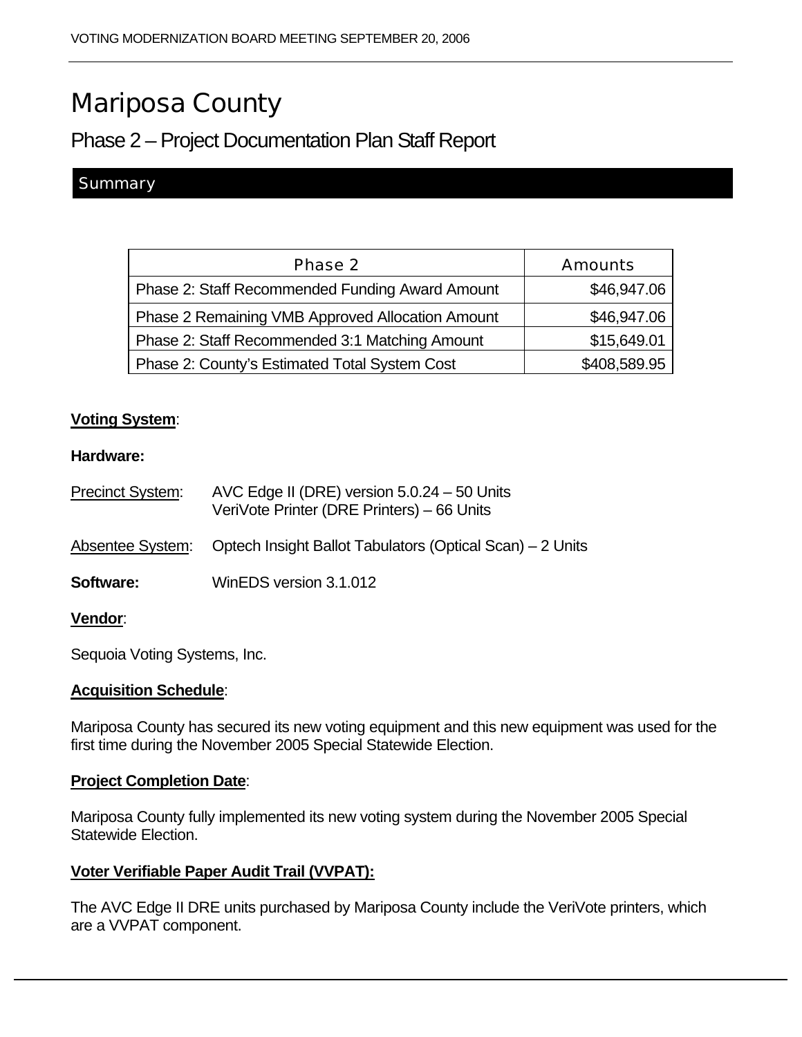# Mariposa County

## Phase 2 – Project Documentation Plan Staff Report

### Summary

| Phase 2 | Amounts |
| --- | --- |
| Phase 2: Staff Recommended Funding Award Amount | $46,947.06 |
| Phase 2 Remaining VMB Approved Allocation Amount | $46,947.06 |
| Phase 2: Staff Recommended 3:1 Matching Amount | $15,649.01 |
| Phase 2: County's Estimated Total System Cost | $408,589.95 |

**Voting System**:

**Hardware:**

Precinct System: AVC Edge II (DRE) version 5.0.24 – 50 Units
VeriVote Printer (DRE Printers) – 66 Units

Absentee System: Optech Insight Ballot Tabulators (Optical Scan) – 2 Units

**Software:** WinEDS version 3.1.012

**Vendor**:

Sequoia Voting Systems, Inc.

**Acquisition Schedule**:

Mariposa County has secured its new voting equipment and this new equipment was used for the first time during the November 2005 Special Statewide Election.

**Project Completion Date**:

Mariposa County fully implemented its new voting system during the November 2005 Special Statewide Election.

**Voter Verifiable Paper Audit Trail (VVPAT):**

The AVC Edge II DRE units purchased by Mariposa County include the VeriVote printers, which are a VVPAT component.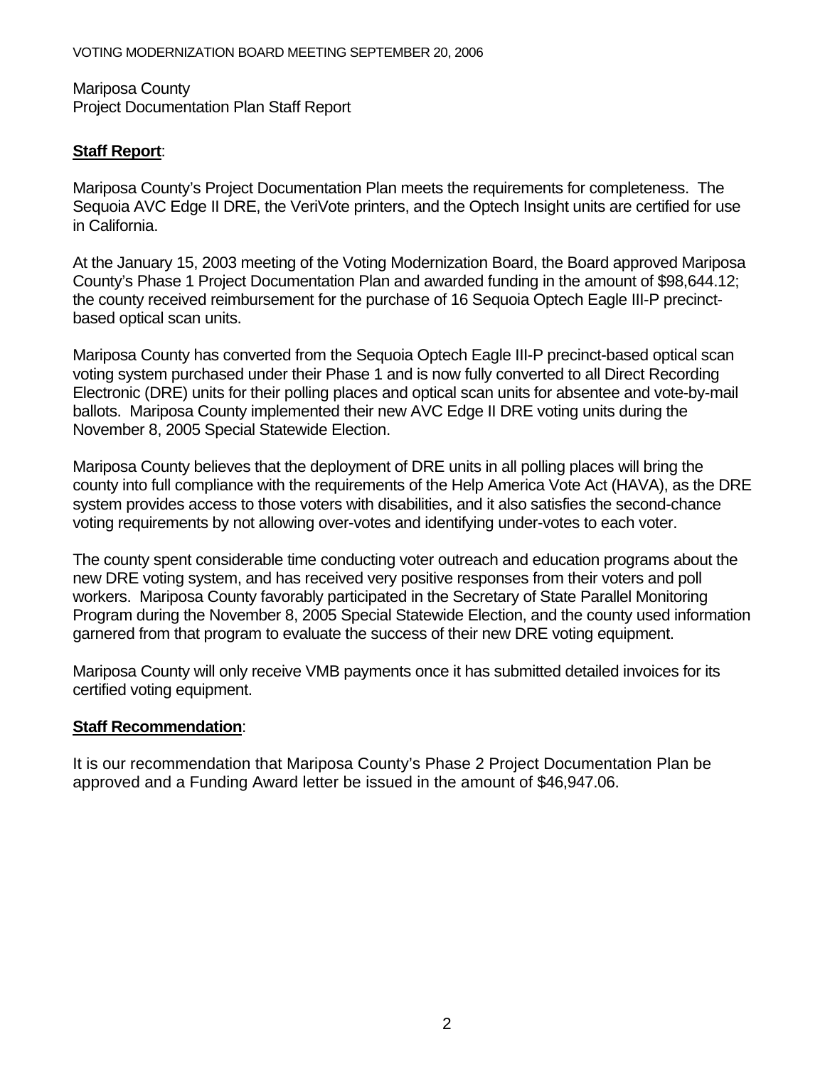Mariposa County
Project Documentation Plan Staff Report

**Staff Report**:

Mariposa County's Project Documentation Plan meets the requirements for completeness. The Sequoia AVC Edge II DRE, the VeriVote printers, and the Optech Insight units are certified for use in California.

At the January 15, 2003 meeting of the Voting Modernization Board, the Board approved Mariposa County's Phase 1 Project Documentation Plan and awarded funding in the amount of $98,644.12; the county received reimbursement for the purchase of 16 Sequoia Optech Eagle III-P precinct-based optical scan units.

Mariposa County has converted from the Sequoia Optech Eagle III-P precinct-based optical scan voting system purchased under their Phase 1 and is now fully converted to all Direct Recording Electronic (DRE) units for their polling places and optical scan units for absentee and vote-by-mail ballots. Mariposa County implemented their new AVC Edge II DRE voting units during the November 8, 2005 Special Statewide Election.

Mariposa County believes that the deployment of DRE units in all polling places will bring the county into full compliance with the requirements of the Help America Vote Act (HAVA), as the DRE system provides access to those voters with disabilities, and it also satisfies the second-chance voting requirements by not allowing over-votes and identifying under-votes to each voter.

The county spent considerable time conducting voter outreach and education programs about the new DRE voting system, and has received very positive responses from their voters and poll workers. Mariposa County favorably participated in the Secretary of State Parallel Monitoring Program during the November 8, 2005 Special Statewide Election, and the county used information garnered from that program to evaluate the success of their new DRE voting equipment.

Mariposa County will only receive VMB payments once it has submitted detailed invoices for its certified voting equipment.

**Staff Recommendation**:

It is our recommendation that Mariposa County's Phase 2 Project Documentation Plan be approved and a Funding Award letter be issued in the amount of $46,947.06.